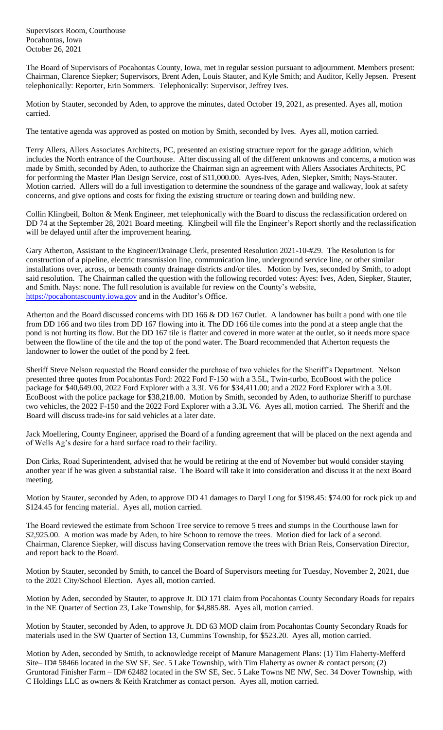Supervisors Room, Courthouse
Pocahontas, Iowa
October 26, 2021

The Board of Supervisors of Pocahontas County, Iowa, met in regular session pursuant to adjournment. Members present: Chairman, Clarence Siepker; Supervisors, Brent Aden, Louis Stauter, and Kyle Smith; and Auditor, Kelly Jepsen. Present telephonically: Reporter, Erin Sommers. Telephonically: Supervisor, Jeffrey Ives.

Motion by Stauter, seconded by Aden, to approve the minutes, dated October 19, 2021, as presented. Ayes all, motion carried.

The tentative agenda was approved as posted on motion by Smith, seconded by Ives. Ayes all, motion carried.

Terry Allers, Allers Associates Architects, PC, presented an existing structure report for the garage addition, which includes the North entrance of the Courthouse. After discussing all of the different unknowns and concerns, a motion was made by Smith, seconded by Aden, to authorize the Chairman sign an agreement with Allers Associates Architects, PC for performing the Master Plan Design Service, cost of $11,000.00. Ayes-Ives, Aden, Siepker, Smith; Nays-Stauter. Motion carried. Allers will do a full investigation to determine the soundness of the garage and walkway, look at safety concerns, and give options and costs for fixing the existing structure or tearing down and building new.

Collin Klingbeil, Bolton & Menk Engineer, met telephonically with the Board to discuss the reclassification ordered on DD 74 at the September 28, 2021 Board meeting. Klingbeil will file the Engineer's Report shortly and the reclassification will be delayed until after the improvement hearing.

Gary Atherton, Assistant to the Engineer/Drainage Clerk, presented Resolution 2021-10-#29. The Resolution is for construction of a pipeline, electric transmission line, communication line, underground service line, or other similar installations over, across, or beneath county drainage districts and/or tiles. Motion by Ives, seconded by Smith, to adopt said resolution. The Chairman called the question with the following recorded votes: Ayes: Ives, Aden, Siepker, Stauter, and Smith. Nays: none. The full resolution is available for review on the County's website, https://pocahontascounty.iowa.gov and in the Auditor's Office.

Atherton and the Board discussed concerns with DD 166 & DD 167 Outlet. A landowner has built a pond with one tile from DD 166 and two tiles from DD 167 flowing into it. The DD 166 tile comes into the pond at a steep angle that the pond is not hurting its flow. But the DD 167 tile is flatter and covered in more water at the outlet, so it needs more space between the flowline of the tile and the top of the pond water. The Board recommended that Atherton requests the landowner to lower the outlet of the pond by 2 feet.

Sheriff Steve Nelson requested the Board consider the purchase of two vehicles for the Sheriff's Department. Nelson presented three quotes from Pocahontas Ford: 2022 Ford F-150 with a 3.5L, Twin-turbo, EcoBoost with the police package for $40,649.00, 2022 Ford Explorer with a 3.3L V6 for $34,411.00; and a 2022 Ford Explorer with a 3.0L EcoBoost with the police package for $38,218.00. Motion by Smith, seconded by Aden, to authorize Sheriff to purchase two vehicles, the 2022 F-150 and the 2022 Ford Explorer with a 3.3L V6. Ayes all, motion carried. The Sheriff and the Board will discuss trade-ins for said vehicles at a later date.

Jack Moellering, County Engineer, apprised the Board of a funding agreement that will be placed on the next agenda and of Wells Ag's desire for a hard surface road to their facility.

Don Cirks, Road Superintendent, advised that he would be retiring at the end of November but would consider staying another year if he was given a substantial raise. The Board will take it into consideration and discuss it at the next Board meeting.

Motion by Stauter, seconded by Aden, to approve DD 41 damages to Daryl Long for $198.45: $74.00 for rock pick up and $124.45 for fencing material. Ayes all, motion carried.

The Board reviewed the estimate from Schoon Tree service to remove 5 trees and stumps in the Courthouse lawn for $2,925.00. A motion was made by Aden, to hire Schoon to remove the trees. Motion died for lack of a second. Chairman, Clarence Siepker, will discuss having Conservation remove the trees with Brian Reis, Conservation Director, and report back to the Board.

Motion by Stauter, seconded by Smith, to cancel the Board of Supervisors meeting for Tuesday, November 2, 2021, due to the 2021 City/School Election. Ayes all, motion carried.

Motion by Aden, seconded by Stauter, to approve Jt. DD 171 claim from Pocahontas County Secondary Roads for repairs in the NE Quarter of Section 23, Lake Township, for $4,885.88. Ayes all, motion carried.

Motion by Stauter, seconded by Aden, to approve Jt. DD 63 MOD claim from Pocahontas County Secondary Roads for materials used in the SW Quarter of Section 13, Cummins Township, for $523.20. Ayes all, motion carried.

Motion by Aden, seconded by Smith, to acknowledge receipt of Manure Management Plans: (1) Tim Flaherty-Mefferd Site– ID# 58466 located in the SW SE, Sec. 5 Lake Township, with Tim Flaherty as owner & contact person; (2) Gruntorad Finisher Farm – ID# 62482 located in the SW SE, Sec. 5 Lake Towns NE NW, Sec. 34 Dover Township, with C Holdings LLC as owners & Keith Kratchmer as contact person. Ayes all, motion carried.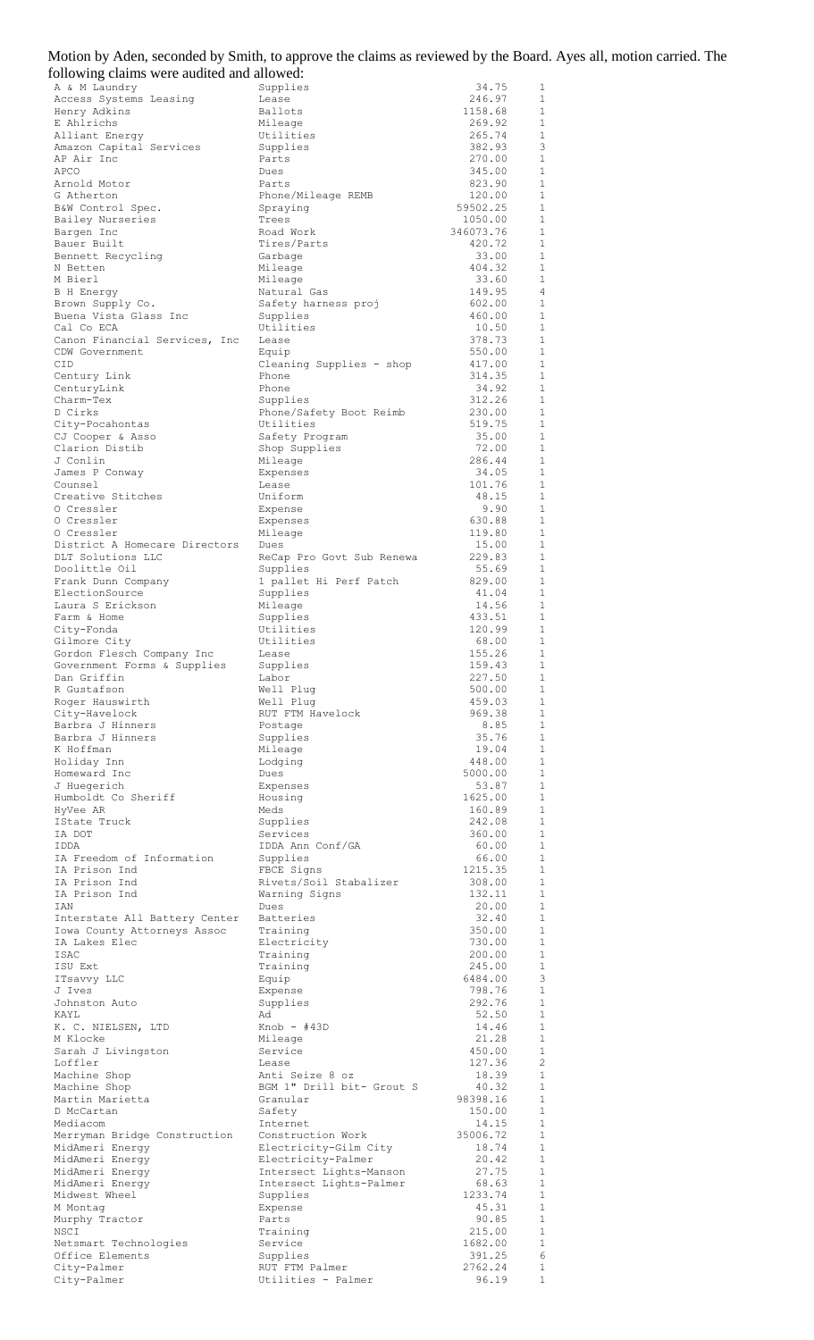Motion by Aden, seconded by Smith, to approve the claims as reviewed by the Board. Ayes all, motion carried. The following claims were audited and allowed:

| | | | |
|---|---|---|---|
| A & M Laundry | Supplies | 34.75 | 1 |
| Access Systems Leasing | Lease | 246.97 | 1 |
| Henry Adkins | Ballots | 1158.68 | 1 |
| E Ahlrichs | Mileage | 269.92 | 1 |
| Alliant Energy | Utilities | 265.74 | 1 |
| Amazon Capital Services | Supplies | 382.93 | 3 |
| AP Air Inc | Parts | 270.00 | 1 |
| APCO | Dues | 345.00 | 1 |
| Arnold Motor | Parts | 823.90 | 1 |
| G Atherton | Phone/Mileage REMB | 120.00 | 1 |
| B&W Control Spec. | Spraying | 59502.25 | 1 |
| Bailey Nurseries | Trees | 1050.00 | 1 |
| Bargen Inc | Road Work | 346073.76 | 1 |
| Bauer Built | Tires/Parts | 420.72 | 1 |
| Bennett Recycling | Garbage | 33.00 | 1 |
| N Betten | Mileage | 404.32 | 1 |
| M Bierl | Mileage | 33.60 | 1 |
| B H Energy | Natural Gas | 149.95 | 4 |
| Brown Supply Co. | Safety harness proj | 602.00 | 1 |
| Buena Vista Glass Inc | Supplies | 460.00 | 1 |
| Cal Co ECA | Utilities | 10.50 | 1 |
| Canon Financial Services, Inc | Lease | 378.73 | 1 |
| CDW Government | Equip | 550.00 | 1 |
| CID | Cleaning Supplies - shop | 417.00 | 1 |
| Century Link | Phone | 314.35 | 1 |
| CenturyLink | Phone | 34.92 | 1 |
| Charm-Tex | Supplies | 312.26 | 1 |
| D Cirks | Phone/Safety Boot Reimb | 230.00 | 1 |
| City-Pocahontas | Utilities | 519.75 | 1 |
| CJ Cooper & Asso | Safety Program | 35.00 | 1 |
| Clarion Distib | Shop Supplies | 72.00 | 1 |
| J Conlin | Mileage | 286.44 | 1 |
| James P Conway | Expenses | 34.05 | 1 |
| Counsel | Lease | 101.76 | 1 |
| Creative Stitches | Uniform | 48.15 | 1 |
| O Cressler | Expense | 9.90 | 1 |
| O Cressler | Expenses | 630.88 | 1 |
| O Cressler | Mileage | 119.80 | 1 |
| District A Homecare Directors | Dues | 15.00 | 1 |
| DLT Solutions LLC | ReCap Pro Govt Sub Renewa | 229.83 | 1 |
| Doolittle Oil | Supplies | 55.69 | 1 |
| Frank Dunn Company | 1 pallet Hi Perf Patch | 829.00 | 1 |
| ElectionSource | Supplies | 41.04 | 1 |
| Laura S Erickson | Mileage | 14.56 | 1 |
| Farm & Home | Supplies | 433.51 | 1 |
| City-Fonda | Utilities | 120.99 | 1 |
| Gilmore City | Utilities | 68.00 | 1 |
| Gordon Flesch Company Inc | Lease | 155.26 | 1 |
| Government Forms & Supplies | Supplies | 159.43 | 1 |
| Dan Griffin | Labor | 227.50 | 1 |
| R Gustafson | Well Plug | 500.00 | 1 |
| Roger Hauswirth | Well Plug | 459.03 | 1 |
| City-Havelock | RUT FTM Havelock | 969.38 | 1 |
| Barbra J Hinners | Postage | 8.85 | 1 |
| Barbra J Hinners | Supplies | 35.76 | 1 |
| K Hoffman | Mileage | 19.04 | 1 |
| Holiday Inn | Lodging | 448.00 | 1 |
| Homeward Inc | Dues | 5000.00 | 1 |
| J Huegerich | Expenses | 53.87 | 1 |
| Humboldt Co Sheriff | Housing | 1625.00 | 1 |
| HyVee AR | Meds | 160.89 | 1 |
| IState Truck | Supplies | 242.08 | 1 |
| IA DOT | Services | 360.00 | 1 |
| IDDA | IDDA Ann Conf/GA | 60.00 | 1 |
| IA Freedom of Information | Supplies | 66.00 | 1 |
| IA Prison Ind | FBCE Signs | 1215.35 | 1 |
| IA Prison Ind | Rivets/Soil Stabalizer | 308.00 | 1 |
| IA Prison Ind | Warning Signs | 132.11 | 1 |
| IAN | Dues | 20.00 | 1 |
| Interstate All Battery Center | Batteries | 32.40 | 1 |
| Iowa County Attorneys Assoc | Training | 350.00 | 1 |
| IA Lakes Elec | Electricity | 730.00 | 1 |
| ISAC | Training | 200.00 | 1 |
| ISU Ext | Training | 245.00 | 1 |
| ITsavvy LLC | Equip | 6484.00 | 3 |
| J Ives | Expense | 798.76 | 1 |
| Johnston Auto | Supplies | 292.76 | 1 |
| KAYL | Ad | 52.50 | 1 |
| K. C. NIELSEN, LTD | Knob - #43D | 14.46 | 1 |
| M Klocke | Mileage | 21.28 | 1 |
| Sarah J Livingston | Service | 450.00 | 1 |
| Loffler | Lease | 127.36 | 2 |
| Machine Shop | Anti Seize 8 oz | 18.39 | 1 |
| Machine Shop | BGM 1" Drill bit- Grout S | 40.32 | 1 |
| Martin Marietta | Granular | 98398.16 | 1 |
| D McCartan | Safety | 150.00 | 1 |
| Mediacom | Internet | 14.15 | 1 |
| Merryman Bridge Construction | Construction Work | 35006.72 | 1 |
| MidAmeri Energy | Electricity-Gilm City | 18.74 | 1 |
| MidAmeri Energy | Electricity-Palmer | 20.42 | 1 |
| MidAmeri Energy | Intersect Lights-Manson | 27.75 | 1 |
| MidAmeri Energy | Intersect Lights-Palmer | 68.63 | 1 |
| Midwest Wheel | Supplies | 1233.74 | 1 |
| M Montag | Expense | 45.31 | 1 |
| Murphy Tractor | Parts | 90.85 | 1 |
| NSCI | Training | 215.00 | 1 |
| Netsmart Technologies | Service | 1682.00 | 1 |
| Office Elements | Supplies | 391.25 | 6 |
| City-Palmer | RUT FTM Palmer | 2762.24 | 1 |
| City-Palmer | Utilities - Palmer | 96.19 | 1 |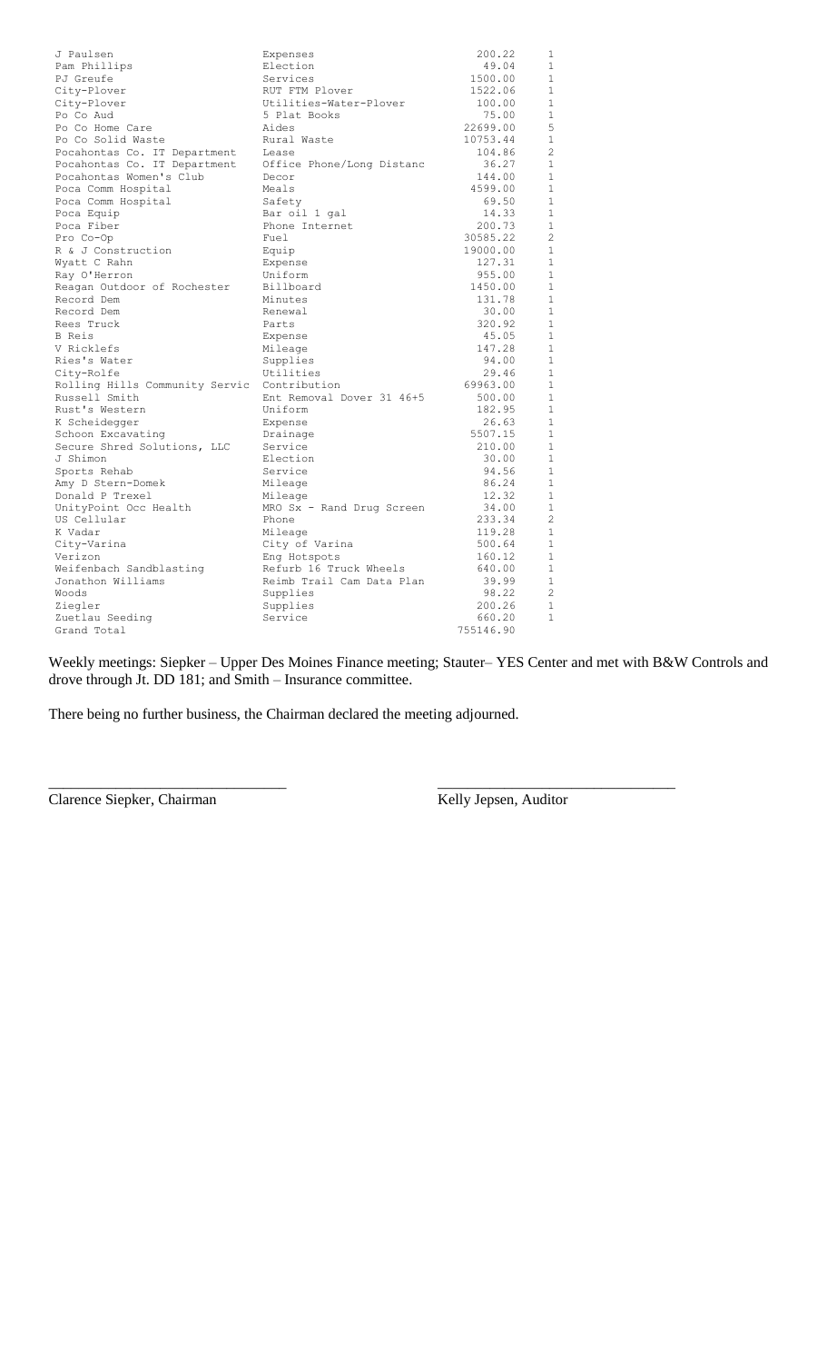| | | | |
|---|---|---|---|
| J Paulsen | Expenses | 200.22 | 1 |
| Pam Phillips | Election | 49.04 | 1 |
| PJ Greufe | Services | 1500.00 | 1 |
| City-Plover | RUT FTM Plover | 1522.06 | 1 |
| City-Plover | Utilities-Water-Plover | 100.00 | 1 |
| Po Co Aud | 5 Plat Books | 75.00 | 1 |
| Po Co Home Care | Aides | 22699.00 | 5 |
| Po Co Solid Waste | Rural Waste | 10753.44 | 1 |
| Pocahontas Co. IT Department | Lease | 104.86 | 2 |
| Pocahontas Co. IT Department | Office Phone/Long Distanc | 36.27 | 1 |
| Pocahontas Women's Club | Decor | 144.00 | 1 |
| Poca Comm Hospital | Meals | 4599.00 | 1 |
| Poca Comm Hospital | Safety | 69.50 | 1 |
| Poca Equip | Bar oil 1 gal | 14.33 | 1 |
| Poca Fiber | Phone Internet | 200.73 | 1 |
| Pro Co-Op | Fuel | 30585.22 | 2 |
| R & J Construction | Equip | 19000.00 | 1 |
| Wyatt C Rahn | Expense | 127.31 | 1 |
| Ray O'Herron | Uniform | 955.00 | 1 |
| Reagan Outdoor of Rochester | Billboard | 1450.00 | 1 |
| Record Dem | Minutes | 131.78 | 1 |
| Record Dem | Renewal | 30.00 | 1 |
| Rees Truck | Parts | 320.92 | 1 |
| B Reis | Expense | 45.05 | 1 |
| V Ricklefs | Mileage | 147.28 | 1 |
| Ries's Water | Supplies | 94.00 | 1 |
| City-Rolfe | Utilities | 29.46 | 1 |
| Rolling Hills Community Servic | Contribution | 69963.00 | 1 |
| Russell Smith | Ent Removal Dover 31 46+5 | 500.00 | 1 |
| Rust's Western | Uniform | 182.95 | 1 |
| K Scheidegger | Expense | 26.63 | 1 |
| Schoon Excavating | Drainage | 5507.15 | 1 |
| Secure Shred Solutions, LLC | Service | 210.00 | 1 |
| J Shimon | Election | 30.00 | 1 |
| Sports Rehab | Service | 94.56 | 1 |
| Amy D Stern-Domek | Mileage | 86.24 | 1 |
| Donald P Trexel | Mileage | 12.32 | 1 |
| UnityPoint Occ Health | MRO Sx - Rand Drug Screen | 34.00 | 1 |
| US Cellular | Phone | 233.34 | 2 |
| K Vadar | Mileage | 119.28 | 1 |
| City-Varina | City of Varina | 500.64 | 1 |
| Verizon | Eng Hotspots | 160.12 | 1 |
| Weifenbach Sandblasting | Refurb 16 Truck Wheels | 640.00 | 1 |
| Jonathon Williams | Reimb Trail Cam Data Plan | 39.99 | 1 |
| Woods | Supplies | 98.22 | 2 |
| Ziegler | Supplies | 200.26 | 1 |
| Zuetlau Seeding | Service | 660.20 | 1 |
| Grand Total | | 755146.90 | |

Weekly meetings: Siepker – Upper Des Moines Finance meeting; Stauter– YES Center and met with B&W Controls and drove through Jt. DD 181; and Smith – Insurance committee.

There being no further business, the Chairman declared the meeting adjourned.

_______________________________ _______________________________

Clarence Siepker, Chairman Kelly Jepsen, Auditor